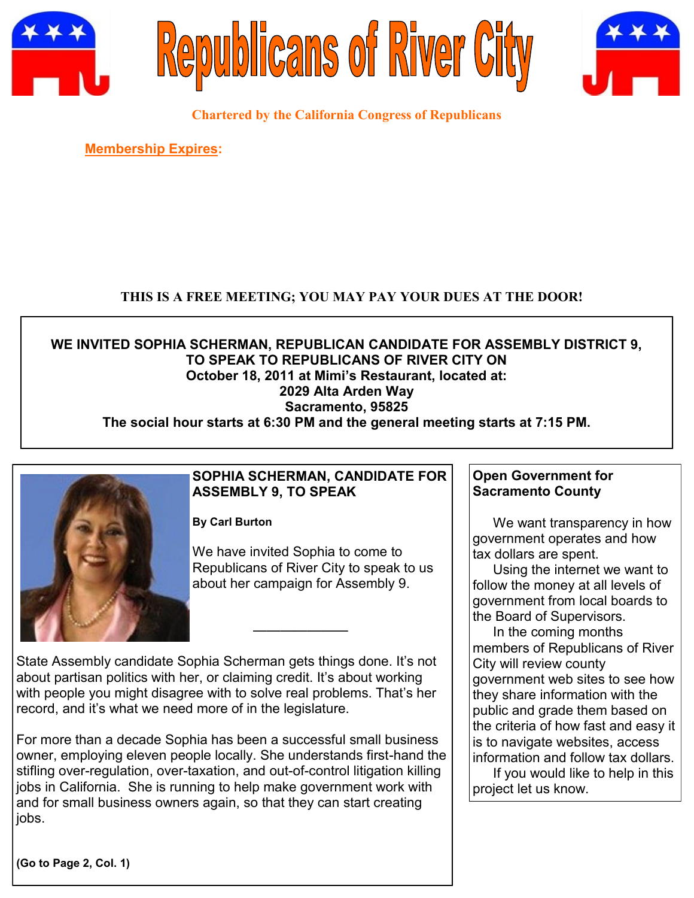# Republicans of River City

**Chartered by the California Congress of Republicans**

**Membership Expires:**

**THIS IS A FREE MEETING; YOU MAY PAY YOUR DUES AT THE DOOR!**

**WE INVITED SOPHIA SCHERMAN, REPUBLICAN CANDIDATE FOR ASSEMBLY DISTRICT 9, TO SPEAK TO REPUBLICANS OF RIVER CITY ON**
**October 18, 2011 at Mimi's Restaurant, located at:**
**2029 Alta Arden Way**
**Sacramento, 95825**
**The social hour starts at 6:30 PM and the general meeting starts at 7:15 PM.**

## SOPHIA SCHERMAN, CANDIDATE FOR ASSEMBLY 9, TO SPEAK

**By Carl Burton**

We have invited Sophia to come to Republicans of River City to speak to us about her campaign for Assembly 9.

---

State Assembly candidate Sophia Scherman gets things done. It's not about partisan politics with her, or claiming credit. It's about working with people you might disagree with to solve real problems. That's her record, and it's what we need more of in the legislature.

For more than a decade Sophia has been a successful small business owner, employing eleven people locally. She understands first-hand the stifling over-regulation, over-taxation, and out-of-control litigation killing jobs in California. She is running to help make government work with and for small business owners again, so that they can start creating jobs.

**(Go to Page 2, Col. 1)**

## Open Government for Sacramento County

We want transparency in how government operates and how tax dollars are spent.

Using the internet we want to follow the money at all levels of government from local boards to the Board of Supervisors.

In the coming months members of Republicans of River City will review county government web sites to see how they share information with the public and grade them based on the criteria of how fast and easy it is to navigate websites, access information and follow tax dollars.

If you would like to help in this project let us know.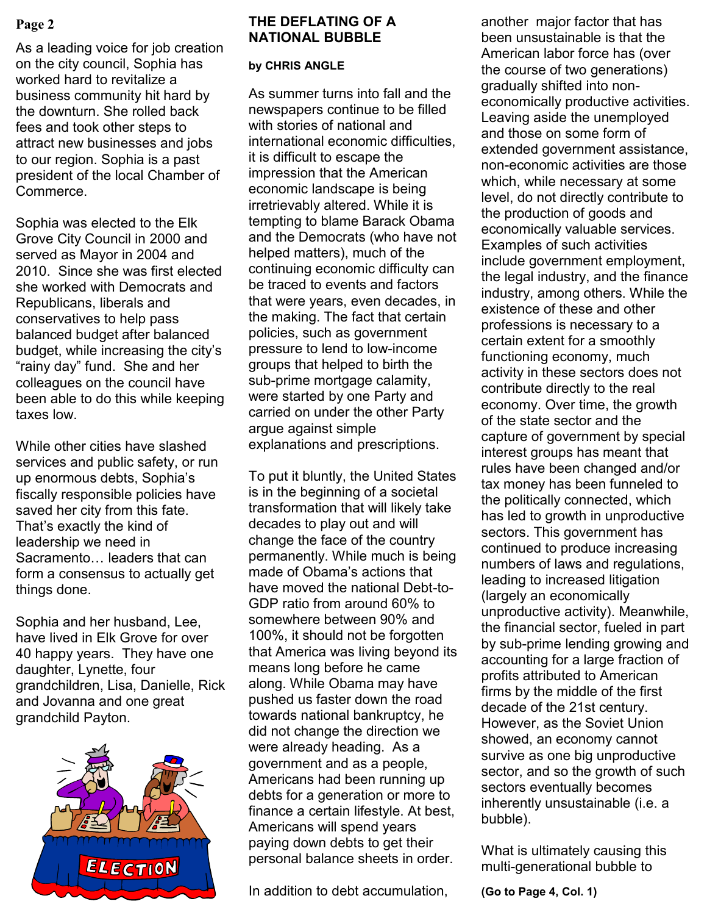As a leading voice for job creation on the city council, Sophia has worked hard to revitalize a business community hit hard by the downturn. She rolled back fees and took other steps to attract new businesses and jobs to our region. Sophia is a past president of the local Chamber of Commerce.

Sophia was elected to the Elk Grove City Council in 2000 and served as Mayor in 2004 and 2010. Since she was first elected she worked with Democrats and Republicans, liberals and conservatives to help pass balanced budget after balanced budget, while increasing the city's "rainy day" fund. She and her colleagues on the council have been able to do this while keeping taxes low.

While other cities have slashed services and public safety, or run up enormous debts, Sophia's fiscally responsible policies have saved her city from this fate. That's exactly the kind of leadership we need in Sacramento… leaders that can form a consensus to actually get things done.

Sophia and her husband, Lee, have lived in Elk Grove for over 40 happy years. They have one daughter, Lynette, four grandchildren, Lisa, Danielle, Rick and Jovanna and one great grandchild Payton.

## THE DEFLATING OF A NATIONAL BUBBLE

**by CHRIS ANGLE**

As summer turns into fall and the newspapers continue to be filled with stories of national and international economic difficulties, it is difficult to escape the impression that the American economic landscape is being irretrievably altered. While it is tempting to blame Barack Obama and the Democrats (who have not helped matters), much of the continuing economic difficulty can be traced to events and factors that were years, even decades, in the making. The fact that certain policies, such as government pressure to lend to low-income groups that helped to birth the sub-prime mortgage calamity, were started by one Party and carried on under the other Party argue against simple explanations and prescriptions.

To put it bluntly, the United States is in the beginning of a societal transformation that will likely take decades to play out and will change the face of the country permanently. While much is being made of Obama's actions that have moved the national Debt-to-GDP ratio from around 60% to somewhere between 90% and 100%, it should not be forgotten that America was living beyond its means long before he came along. While Obama may have pushed us faster down the road towards national bankruptcy, he did not change the direction we were already heading. As a government and as a people, Americans had been running up debts for a generation or more to finance a certain lifestyle. At best, Americans will spend years paying down debts to get their personal balance sheets in order.

In addition to debt accumulation, another major factor that has been unsustainable is that the American labor force has (over the course of two generations) gradually shifted into non-economically productive activities. Leaving aside the unemployed and those on some form of extended government assistance, non-economic activities are those which, while necessary at some level, do not directly contribute to the production of goods and economically valuable services. Examples of such activities include government employment, the legal industry, and the finance industry, among others. While the existence of these and other professions is necessary to a certain extent for a smoothly functioning economy, much activity in these sectors does not contribute directly to the real economy. Over time, the growth of the state sector and the capture of government by special interest groups has meant that rules have been changed and/or tax money has been funneled to the politically connected, which has led to growth in unproductive sectors. This government has continued to produce increasing numbers of laws and regulations, leading to increased litigation (largely an economically unproductive activity). Meanwhile, the financial sector, fueled in part by sub-prime lending growing and accounting for a large fraction of profits attributed to American firms by the middle of the first decade of the 21st century. However, as the Soviet Union showed, an economy cannot survive as one big unproductive sector, and so the growth of such sectors eventually becomes inherently unsustainable (i.e. a bubble).

What is ultimately causing this multi-generational bubble to

**(Go to Page 4, Col. 1)**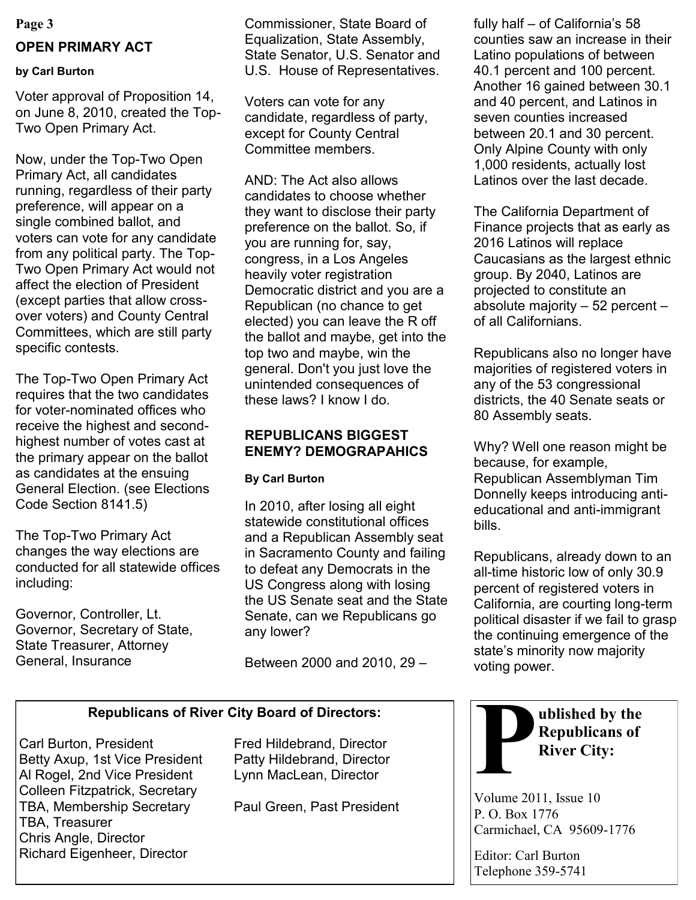## OPEN PRIMARY ACT

**by Carl Burton**

Voter approval of Proposition 14, on June 8, 2010, created the Top-Two Open Primary Act.

Now, under the Top-Two Open Primary Act, all candidates running, regardless of their party preference, will appear on a single combined ballot, and voters can vote for any candidate from any political party. The Top-Two Open Primary Act would not affect the election of President (except parties that allow cross-over voters) and County Central Committees, which are still party specific contests.

The Top-Two Open Primary Act requires that the two candidates for voter-nominated offices who receive the highest and second-highest number of votes cast at the primary appear on the ballot as candidates at the ensuing General Election. (see Elections Code Section 8141.5)

The Top-Two Primary Act changes the way elections are conducted for all statewide offices including:

Governor, Controller, Lt. Governor, Secretary of State, State Treasurer, Attorney General, Insurance Commissioner, State Board of Equalization, State Assembly, State Senator, U.S. Senator and U.S. House of Representatives.

Voters can vote for any candidate, regardless of party, except for County Central Committee members.

AND: The Act also allows candidates to choose whether they want to disclose their party preference on the ballot. So, if you are running for, say, congress, in a Los Angeles heavily voter registration Democratic district and you are a Republican (no chance to get elected) you can leave the R off the ballot and maybe, get into the top two and maybe, win the general. Don't you just love the unintended consequences of these laws? I know I do.

## REPUBLICANS BIGGEST ENEMY? DEMOGRAPAHICS

**By Carl Burton**

In 2010, after losing all eight statewide constitutional offices and a Republican Assembly seat in Sacramento County and failing to defeat any Democrats in the US Congress along with losing the US Senate seat and the State Senate, can we Republicans go any lower?

Between 2000 and 2010, 29 – fully half – of California's 58 counties saw an increase in their Latino populations of between 40.1 percent and 100 percent. Another 16 gained between 30.1 and 40 percent, and Latinos in seven counties increased between 20.1 and 30 percent. Only Alpine County with only 1,000 residents, actually lost Latinos over the last decade.

The California Department of Finance projects that as early as 2016 Latinos will replace Caucasians as the largest ethnic group. By 2040, Latinos are projected to constitute an absolute majority – 52 percent – of all Californians.

Republicans also no longer have majorities of registered voters in any of the 53 congressional districts, the 40 Senate seats or 80 Assembly seats.

Why? Well one reason might be because, for example, Republican Assemblyman Tim Donnelly keeps introducing anti-educational and anti-immigrant bills.

Republicans, already down to an all-time historic low of only 30.9 percent of registered voters in California, are courting long-term political disaster if we fail to grasp the continuing emergence of the state's minority now majority voting power.

---

**Republicans of River City Board of Directors:**

Carl Burton, President
Betty Axup, 1st Vice President
Al Rogel, 2nd Vice President
Colleen Fitzpatrick, Secretary
TBA, Membership Secretary
TBA, Treasurer
Chris Angle, Director
Richard Eigenheer, Director
Fred Hildebrand, Director
Patty Hildebrand, Director
Lynn MacLean, Director

Paul Green, Past President

---

**Published by the Republicans of River City:**

Volume 2011, Issue 10
P. O. Box 1776
Carmichael, CA 95609-1776

Editor: Carl Burton
Telephone 359-5741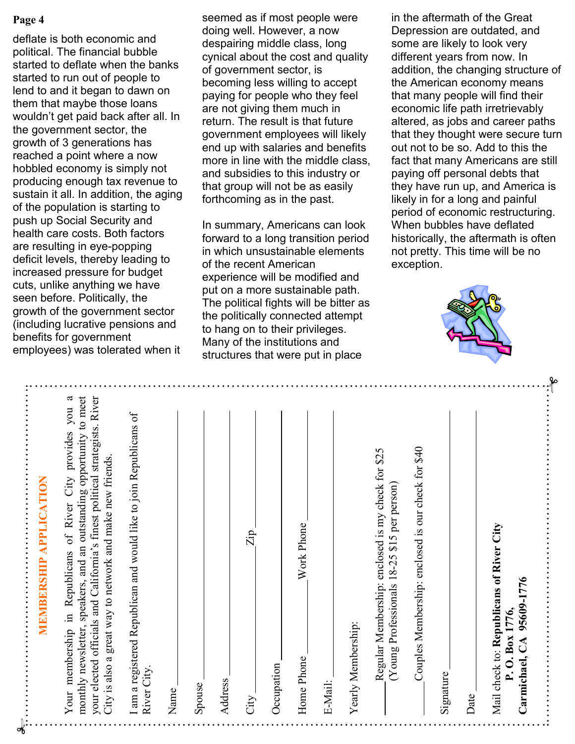deflate is both economic and political. The financial bubble started to deflate when the banks started to run out of people to lend to and it began to dawn on them that maybe those loans wouldn't get paid back after all. In the government sector, the growth of 3 generations has reached a point where a now hobbled economy is simply not producing enough tax revenue to sustain it all. In addition, the aging of the population is starting to push up Social Security and health care costs. Both factors are resulting in eye-popping deficit levels, thereby leading to increased pressure for budget cuts, unlike anything we have seen before. Politically, the growth of the government sector (including lucrative pensions and benefits for government employees) was tolerated when it seemed as if most people were doing well. However, a now despairing middle class, long cynical about the cost and quality of government sector, is becoming less willing to accept paying for people who they feel are not giving them much in return. The result is that future government employees will likely end up with salaries and benefits more in line with the middle class, and subsidies to this industry or that group will not be as easily forthcoming as in the past.

In summary, Americans can look forward to a long transition period in which unsustainable elements of the recent American experience will be modified and put on a more sustainable path. The political fights will be bitter as the politically connected attempt to hang on to their privileges. Many of the institutions and structures that were put in place in the aftermath of the Great Depression are outdated, and some are likely to look very different years from now. In addition, the changing structure of the American economy means that many people will find their economic life path irretrievably altered, as jobs and career paths that they thought were secure turn out not to be so. Add to this the fact that many Americans are still paying off personal debts that they have run up, and America is likely in for a long and painful period of economic restructuring. When bubbles have deflated historically, the aftermath is often not pretty. This time will be no exception.

## MEMBERSHIP APPLICATION

Your membership in Republicans of River City provides you a monthly newsletter, speakers, and an outstanding opportunity to meet your elected officials and California's finest political strategists. River City is also a great way to network and make new friends.

I am a registered Republican and would like to join Republicans of River City.

Name ____________________

Spouse ____________________

Address ____________________

City ____________________ Zip ____________________

Occupation ____________________

Home Phone ____________________ Work Phone ____________________

E-Mail: ____________________

Yearly Membership:

____ Regular Membership: enclosed is my check for $25 (Young Professionals 18-25 $15 per person)

____ Couples Membership: enclosed is our check for $40

Signature ____________________

Date ____________________

Mail check to: **Republicans of River City**
**P. O. Box 1776,**
**Carmichael, CA 95609-1776**